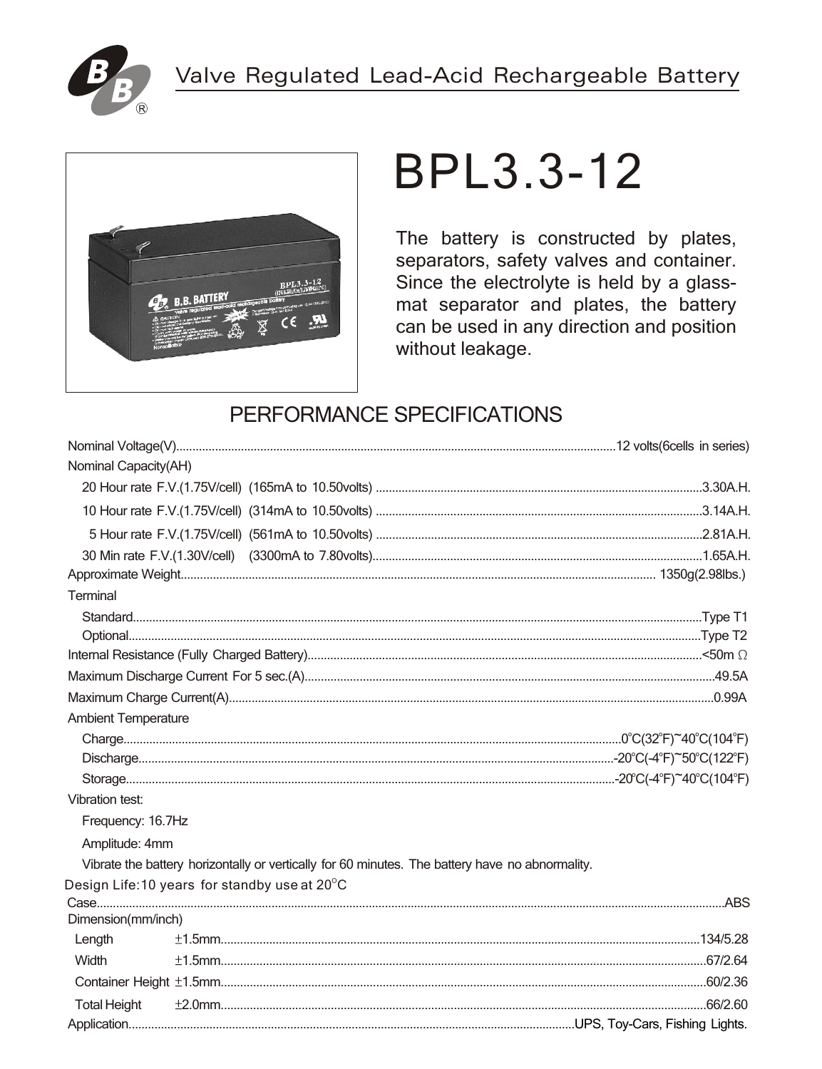Valve Regulated Lead-Acid Rechargeable Battery

# BPL3.3-12

The battery is constructed by plates, separators, safety valves and container. Since the electrolyte is held by a glass-mat separator and plates, the battery can be used in any direction and position without leakage.

## PERFORMANCE SPECIFICATIONS

Nominal Voltage(V)....................12 volts(6cells in series)

Nominal Capacity(AH)

- 20 Hour rate F.V.(1.75V/cell) (165mA to 10.50volts) ....................3.30A.H.
- 10 Hour rate F.V.(1.75V/cell) (314mA to 10.50volts) ....................3.14A.H.
- 5 Hour rate F.V.(1.75V/cell) (561mA to 10.50volts) ....................2.81A.H.
- 30 Min rate F.V.(1.30V/cell) (3300mA to 7.80volts)....................1.65A.H.

Approximate Weight.................... 1350g(2.98lbs.)

Terminal

- Standard....................Type T1
- Optional....................Type T2

Internal Resistance (Fully Charged Battery)....................<50m Ω

Maximum Discharge Current For 5 sec.(A)....................49.5A

Maximum Charge Current(A)....................0.99A

Ambient Temperature

- Charge....................0°C(32°F)~40°C(104°F)
- Discharge....................-20°C(-4°F)~50°C(122°F)
- Storage....................-20°C(-4°F)~40°C(104°F)

Vibration test:

- Frequency: 16.7Hz
- Amplitude: 4mm
- Vibrate the battery horizontally or vertically for 60 minutes. The battery have no abnormality.

Design Life:10 years for standby use at 20°C

Case....................ABS

Dimension(mm/inch)

| | Tolerance | mm/inch |
|---|---|---|
| Length | ±1.5mm | 134/5.28 |
| Width | ±1.5mm | 67/2.64 |
| Container Height | ±1.5mm | 60/2.36 |
| Total Height | ±2.0mm | 66/2.60 |

Application....................UPS, Toy-Cars, Fishing Lights.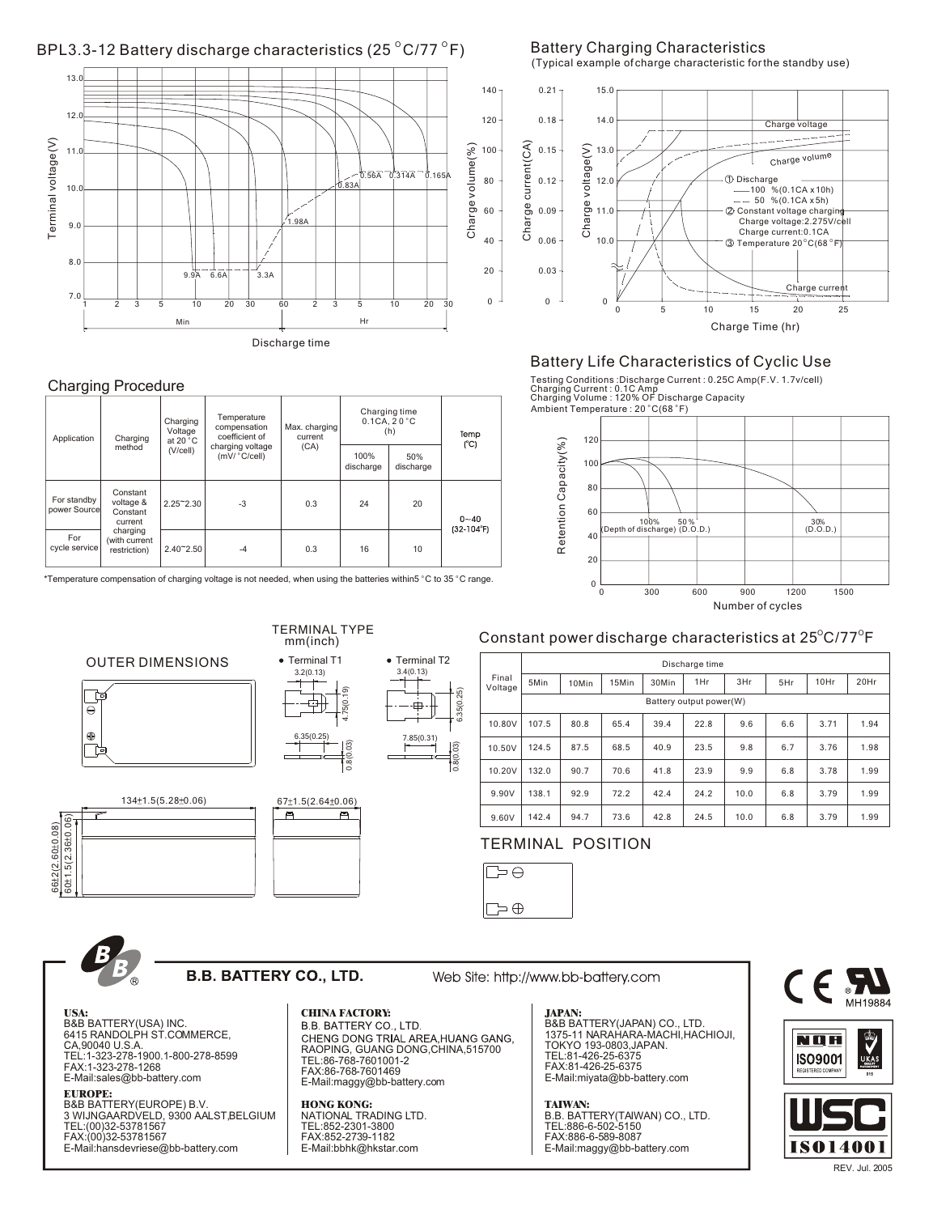## BPL3.3-12 Battery discharge characteristics (25 °C/77 °F)

Terminal voltage(V)

13.0
12.0
11.0
10.0
9.0
8.0
7.0

1 2 3 5 10 20 30 60 2 3 5 10 20 30

Min Hr

Discharge time

0.56A 0.314A 0.165A
0.83A
1.98A
9.9A 6.6A 3.3A

## Battery Charging Characteristics

(Typical example of charge characteristic for the standby use)

Charge volume(%) 0 20 40 60 80 100 120 140

Charge current(CA) 0 0.03 0.06 0.09 0.12 0.15 0.18 0.21

Charge voltage(V) 0 10.0 11.0 12.0 13.0 14.0 15.0

Charge voltage

Charge volume

① Discharge
—— 100 %(0.1CA x 10h)
– – 50 %(0.1CA x 5h)
② Constant voltage charging
Charge voltage:2.275V/cell
Charge current:0.1CA
③ Temperature 20°C(68°F)

Charge current

0 5 10 15 20 25

Charge Time (hr)

## Charging Procedure

| Application | Charging method | Charging Voltage at 20 °C (V/cell) | Temperature compensation coefficient of charging voltage (mV/°C/cell) | Max. charging current (CA) | Charging time 0.1CA, 20 °C (h) | | Temp (°C) |
|---|---|---|---|---|---|---|---|
| | | | | | 100% discharge | 50% discharge | |
| For standby power Source | Constant voltage & Constant current charging (with current restriction) | 2.25~2.30 | -3 | 0.3 | 24 | 20 | 0~40 (32-104°F) |
| For cycle service | | 2.40~2.50 | -4 | 0.3 | 16 | 10 | |

*Temperature compensation of charging voltage is not needed, when using the batteries within5 °C to 35 °C range.

## Battery Life Characteristics of Cyclic Use

Testing Conditions :Discharge Current : 0.25C Amp(F.V. 1.7v/cell)
Charging Current : 0.1C Amp
Charging Volume : 120% OF Discharge Capacity
Ambient Temperature : 20 °C(68 °F)

Retention Capacity(%) 0 20 40 60 80 100 120

100% (Depth of discharge) 50% (D.O.D.) 30% (D.O.D.)

0 300 600 900 1200 1500

Number of cycles

## OUTER DIMENSIONS

134±1.5(5.28±0.06)
67±1.5(2.64±0.06)
66±2(2.60±0.08)
60±1.5(2.36±0.06)

## TERMINAL TYPE

mm(inch)

- Terminal T1: 3.2(0.13), 4.75(0.19), 6.35(0.25), 0.8(0.03)
- Terminal T2: 3.4(0.13), 6.35(0.25), 7.85(0.31), 0.8(0.03)

## Constant power discharge characteristics at 25°C/77°F

| Final Voltage | Discharge time | | | | | | | | |
|---|---|---|---|---|---|---|---|---|---|
| | 5Min | 10Min | 15Min | 30Min | 1Hr | 3Hr | 5Hr | 10Hr | 20Hr |
| | Battery output power(W) | | | | | | | | |
| 10.80V | 107.5 | 80.8 | 65.4 | 39.4 | 22.8 | 9.6 | 6.6 | 3.71 | 1.94 |
| 10.50V | 124.5 | 87.5 | 68.5 | 40.9 | 23.5 | 9.8 | 6.7 | 3.76 | 1.98 |
| 10.20V | 132.0 | 90.7 | 70.6 | 41.8 | 23.9 | 9.9 | 6.8 | 3.78 | 1.99 |
| 9.90V | 138.1 | 92.9 | 72.2 | 42.4 | 24.2 | 10.0 | 6.8 | 3.79 | 1.99 |
| 9.60V | 142.4 | 94.7 | 73.6 | 42.8 | 24.5 | 10.0 | 6.8 | 3.79 | 1.99 |

## TERMINAL POSITION

⊖
⊕

**B.B. BATTERY CO., LTD.** Web Site: http://www.bb-battery.com

**USA:**
B&B BATTERY(USA) INC.
6415 RANDOLPH ST.COMMERCE, CA,90040 U.S.A.
TEL:1-323-278-1900.1-800-278-8599
FAX:1-323-278-1268
E-Mail:sales@bb-battery.com

**EUROPE:**
B&B BATTERY(EUROPE) B.V.
3 WIJNGAARDVELD, 9300 AALST,BELGIUM
TEL:(00)32-53781567
FAX:(00)32-53781567
E-Mail:hansdevriese@bb-battery.com

**CHINA FACTORY:**
B.B. BATTERY CO., LTD.
CHENG DONG TRIAL AREA,HUANG GANG, RAOPING, GUANG DONG,CHINA,515700
TEL:86-768-7601001-2
FAX:86-768-7601469
E-Mail:maggy@bb-battery.com

**HONG KONG:**
NATIONAL TRADING LTD.
TEL:852-2301-3800
FAX:852-2739-1182
E-Mail:bbhk@hkstar.com

**JAPAN:**
B&B BATTERY(JAPAN) CO., LTD.
1375-11 NARAHARA-MACHI,HACHIOJI, TOKYO 193-0803,JAPAN.
TEL:81-426-25-6375
FAX:81-426-25-6375
E-Mail:miyata@bb-battery.com

**TAIWAN:**
B.B. BATTERY(TAIWAN) CO., LTD.
TEL:886-6-502-5150
FAX:886-6-589-8087
E-Mail:maggy@bb-battery.com

MH19884

ISO9001

ISO14001

REV. Jul. 2005